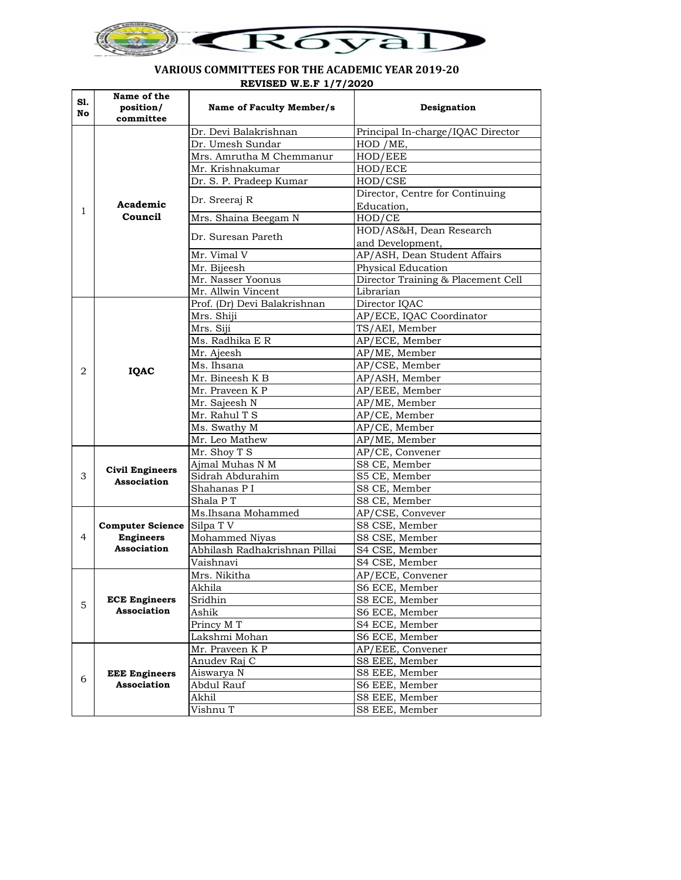# VARIOUS COMMITTEES FOR THE ACADEMIC YEAR 2019-20

**REVISED W.E.F 1/7/2020**

| Sl. No | Name of the position/ committee | Name of Faculty Member/s | Designation |
|---|---|---|---|
| 1 | Academic Council | Dr. Devi Balakrishnan | Principal In-charge/IQAC Director |
| | | Dr. Umesh Sundar | HOD /ME, |
| | | Mrs. Amrutha M Chemmanur | HOD/EEE |
| | | Mr. Krishnakumar | HOD/ECE |
| | | Dr. S. P. Pradeep Kumar | HOD/CSE |
| | | Dr. Sreeraj R | Director, Centre for Continuing Education, |
| | | Mrs. Shaina Beegam N | HOD/CE |
| | | Dr. Suresan Pareth | HOD/AS&H, Dean Research and Development, |
| | | Mr. Vimal V | AP/ASH, Dean Student Affairs |
| | | Mr. Bijeesh | Physical Education |
| | | Mr. Nasser Yoonus | Director Training & Placement Cell |
| | | Mr. Allwin Vincent | Librarian |
| 2 | IQAC | Prof. (Dr) Devi Balakrishnan | Director IQAC |
| | | Mrs. Shiji | AP/ECE, IQAC Coordinator |
| | | Mrs. Siji | TS/AEI, Member |
| | | Ms. Radhika E R | AP/ECE, Member |
| | | Mr. Ajeesh | AP/ME, Member |
| | | Ms. Ihsana | AP/CSE, Member |
| | | Mr. Bineesh K B | AP/ASH, Member |
| | | Mr. Praveen K P | AP/EEE, Member |
| | | Mr. Sajeesh N | AP/ME, Member |
| | | Mr. Rahul T S | AP/CE, Member |
| | | Ms. Swathy M | AP/CE, Member |
| | | Mr. Leo Mathew | AP/ME, Member |
| 3 | Civil Engineers Association | Mr. Shoy T S | AP/CE, Convener |
| | | Ajmal Muhas N M | S8 CE, Member |
| | | Sidrah Abdurahim | S5 CE, Member |
| | | Shahanas P I | S8 CE, Member |
| | | Shala P T | S8 CE, Member |
| 4 | Computer Science Engineers Association | Ms.Ihsana Mohammed | AP/CSE, Convever |
| | | Silpa T V | S8 CSE, Member |
| | | Mohammed Niyas | S8 CSE, Member |
| | | Abhilash Radhakrishnan Pillai | S4 CSE, Member |
| | | Vaishnavi | S4 CSE, Member |
| 5 | ECE Engineers Association | Mrs. Nikitha | AP/ECE, Convener |
| | | Akhila | S6 ECE, Member |
| | | Sridhin | S8 ECE, Member |
| | | Ashik | S6 ECE, Member |
| | | Princy M T | S4 ECE, Member |
| | | Lakshmi Mohan | S6 ECE, Member |
| 6 | EEE Engineers Association | Mr. Praveen K P | AP/EEE, Convener |
| | | Anudev Raj C | S8 EEE, Member |
| | | Aiswarya N | S8 EEE, Member |
| | | Abdul Rauf | S6 EEE, Member |
| | | Akhil | S8 EEE, Member |
| | | Vishnu T | S8 EEE, Member |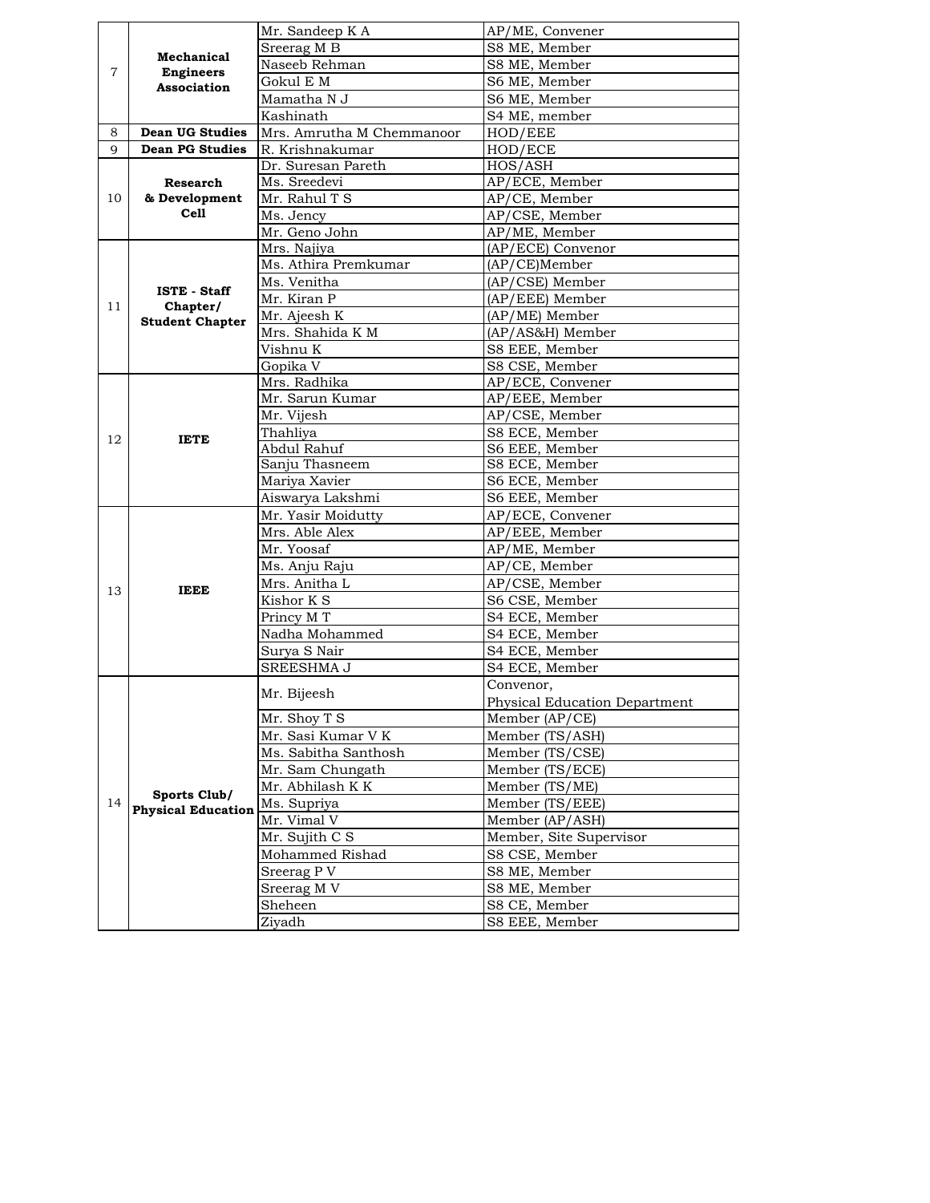| | | | |
|---|---|---|---|
| 7 | **Mechanical Engineers Association** | Mr. Sandeep K A | AP/ME, Convener |
| | | Sreerag M B | S8 ME, Member |
| | | Naseeb Rehman | S8 ME, Member |
| | | Gokul E M | S6 ME, Member |
| | | Mamatha N J | S6 ME, Member |
| | | Kashinath | S4 ME, member |
| 8 | **Dean UG Studies** | Mrs. Amrutha M Chemmanoor | HOD/EEE |
| 9 | **Dean PG Studies** | R. Krishnakumar | HOD/ECE |
| 10 | **Research & Development Cell** | Dr. Suresan Pareth | HOS/ASH |
| | | Ms. Sreedevi | AP/ECE, Member |
| | | Mr. Rahul T S | AP/CE, Member |
| | | Ms. Jency | AP/CSE, Member |
| | | Mr. Geno John | AP/ME, Member |
| 11 | **ISTE - Staff Chapter/ Student Chapter** | Mrs. Najiya | (AP/ECE) Convenor |
| | | Ms. Athira Premkumar | (AP/CE)Member |
| | | Ms. Venitha | (AP/CSE) Member |
| | | Mr. Kiran P | (AP/EEE) Member |
| | | Mr. Ajeesh K | (AP/ME) Member |
| | | Mrs. Shahida K M | (AP/AS&H) Member |
| | | Vishnu K | S8 EEE, Member |
| | | Gopika V | S8 CSE, Member |
| 12 | **IETE** | Mrs. Radhika | AP/ECE, Convener |
| | | Mr. Sarun Kumar | AP/EEE, Member |
| | | Mr. Vijesh | AP/CSE, Member |
| | | Thahliya | S8 ECE, Member |
| | | Abdul Rahuf | S6 EEE, Member |
| | | Sanju Thasneem | S8 ECE, Member |
| | | Mariya Xavier | S6 ECE, Member |
| | | Aiswarya Lakshmi | S6 EEE, Member |
| 13 | **IEEE** | Mr. Yasir Moidutty | AP/ECE, Convener |
| | | Mrs. Able Alex | AP/EEE, Member |
| | | Mr. Yoosaf | AP/ME, Member |
| | | Ms. Anju Raju | AP/CE, Member |
| | | Mrs. Anitha L | AP/CSE, Member |
| | | Kishor K S | S6 CSE, Member |
| | | Princy M T | S4 ECE, Member |
| | | Nadha Mohammed | S4 ECE, Member |
| | | Surya S Nair | S4 ECE, Member |
| | | SREESHMA J | S4 ECE, Member |
| 14 | **Sports Club/ Physical Education** | Mr. Bijeesh | Convenor, Physical Education Department |
| | | Mr. Shoy T S | Member (AP/CE) |
| | | Mr. Sasi Kumar V K | Member (TS/ASH) |
| | | Ms. Sabitha Santhosh | Member (TS/CSE) |
| | | Mr. Sam Chungath | Member (TS/ECE) |
| | | Mr. Abhilash K K | Member (TS/ME) |
| | | Ms. Supriya | Member (TS/EEE) |
| | | Mr. Vimal V | Member (AP/ASH) |
| | | Mr. Sujith C S | Member, Site Supervisor |
| | | Mohammed Rishad | S8 CSE, Member |
| | | Sreerag P V | S8 ME, Member |
| | | Sreerag M V | S8 ME, Member |
| | | Sheheen | S8 CE, Member |
| | | Ziyadh | S8 EEE, Member |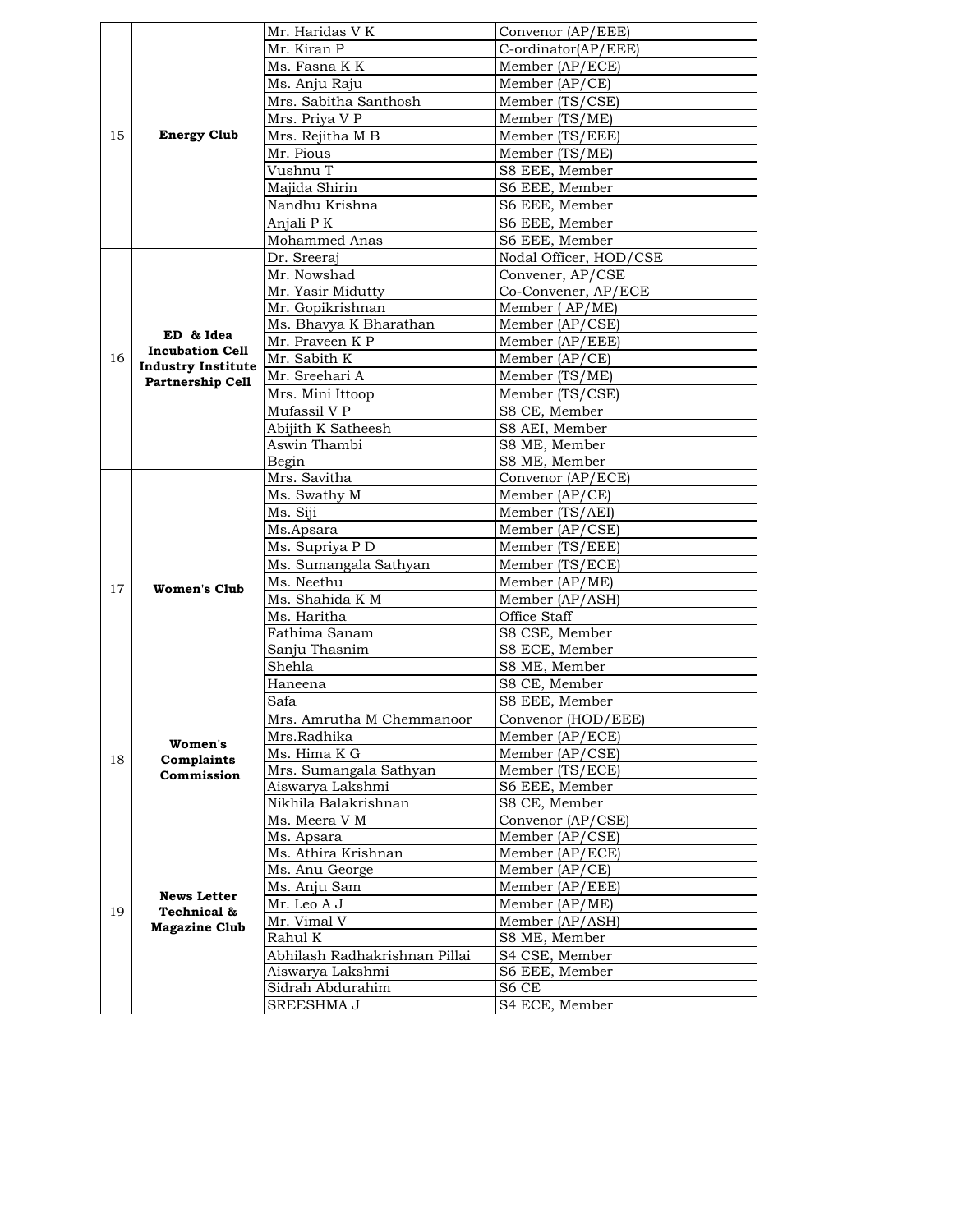| | | | |
|---|---|---|---|
| 15 | **Energy Club** | Mr. Haridas V K | Convenor (AP/EEE) |
| | | Mr. Kiran P | C-ordinator(AP/EEE) |
| | | Ms. Fasna K K | Member (AP/ECE) |
| | | Ms. Anju Raju | Member (AP/CE) |
| | | Mrs. Sabitha Santhosh | Member (TS/CSE) |
| | | Mrs. Priya V P | Member (TS/ME) |
| | | Mrs. Rejitha M B | Member (TS/EEE) |
| | | Mr. Pious | Member (TS/ME) |
| | | Vushnu T | S8 EEE, Member |
| | | Majida Shirin | S6 EEE, Member |
| | | Nandhu Krishna | S6 EEE, Member |
| | | Anjali P K | S6 EEE, Member |
| | | Mohammed Anas | S6 EEE, Member |
| 16 | **ED & Idea Incubation Cell Industry Institute Partnership Cell** | Dr. Sreeraj | Nodal Officer, HOD/CSE |
| | | Mr. Nowshad | Convener, AP/CSE |
| | | Mr. Yasir Midutty | Co-Convener, AP/ECE |
| | | Mr. Gopikrishnan | Member ( AP/ME) |
| | | Ms. Bhavya K Bharathan | Member (AP/CSE) |
| | | Mr. Praveen K P | Member (AP/EEE) |
| | | Mr. Sabith K | Member (AP/CE) |
| | | Mr. Sreehari A | Member (TS/ME) |
| | | Mrs. Mini Ittoop | Member (TS/CSE) |
| | | Mufassil V P | S8 CE, Member |
| | | Abijith K Satheesh | S8 AEI, Member |
| | | Aswin Thambi | S8 ME, Member |
| | | Begin | S8 ME, Member |
| 17 | **Women's Club** | Mrs. Savitha | Convenor (AP/ECE) |
| | | Ms. Swathy M | Member (AP/CE) |
| | | Ms. Siji | Member (TS/AEI) |
| | | Ms.Apsara | Member (AP/CSE) |
| | | Ms. Supriya P D | Member (TS/EEE) |
| | | Ms. Sumangala Sathyan | Member (TS/ECE) |
| | | Ms. Neethu | Member (AP/ME) |
| | | Ms. Shahida K M | Member (AP/ASH) |
| | | Ms. Haritha | Office Staff |
| | | Fathima Sanam | S8 CSE, Member |
| | | Sanju Thasnim | S8 ECE, Member |
| | | Shehla | S8 ME, Member |
| | | Haneena | S8 CE, Member |
| | | Safa | S8 EEE, Member |
| 18 | **Women's Complaints Commission** | Mrs. Amrutha M Chemmanoor | Convenor (HOD/EEE) |
| | | Mrs.Radhika | Member (AP/ECE) |
| | | Ms. Hima K G | Member (AP/CSE) |
| | | Mrs. Sumangala Sathyan | Member (TS/ECE) |
| | | Aiswarya Lakshmi | S6 EEE, Member |
| | | Nikhila Balakrishnan | S8 CE, Member |
| 19 | **News Letter Technical & Magazine Club** | Ms. Meera V M | Convenor (AP/CSE) |
| | | Ms. Apsara | Member (AP/CSE) |
| | | Ms. Athira Krishnan | Member (AP/ECE) |
| | | Ms. Anu George | Member (AP/CE) |
| | | Ms. Anju Sam | Member (AP/EEE) |
| | | Mr. Leo A J | Member (AP/ME) |
| | | Mr. Vimal V | Member (AP/ASH) |
| | | Rahul K | S8 ME, Member |
| | | Abhilash Radhakrishnan Pillai | S4 CSE, Member |
| | | Aiswarya Lakshmi | S6 EEE, Member |
| | | Sidrah Abdurahim | S6 CE |
| | | SREESHMA J | S4 ECE, Member |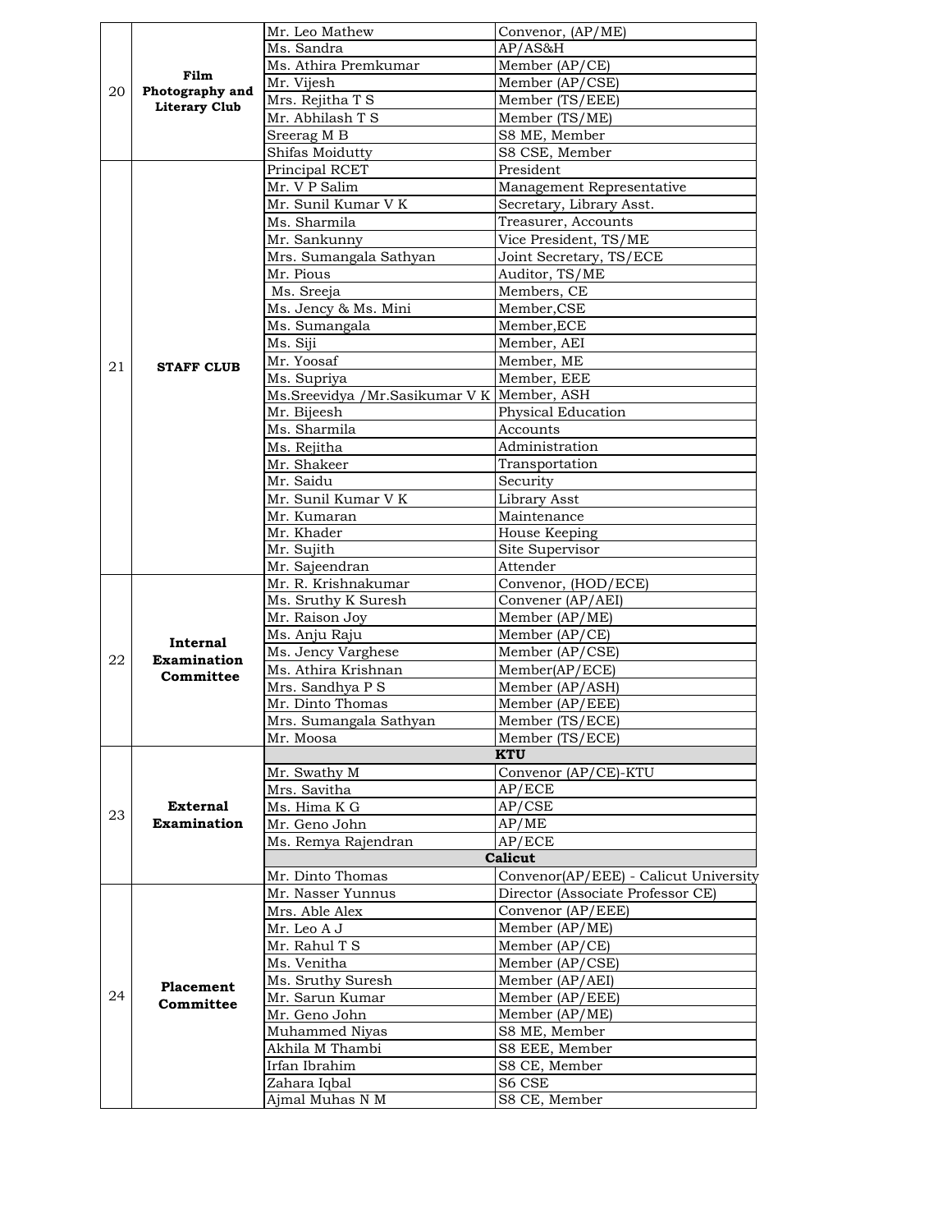| | | | |
|---|---|---|---|
| 20 | **Film Photography and Literary Club** | Mr. Leo Mathew | Convenor, (AP/ME) |
| | | Ms. Sandra | AP/AS&H |
| | | Ms. Athira Premkumar | Member (AP/CE) |
| | | Mr. Vijesh | Member (AP/CSE) |
| | | Mrs. Rejitha T S | Member (TS/EEE) |
| | | Mr. Abhilash T S | Member (TS/ME) |
| | | Sreerag M B | S8 ME, Member |
| | | Shifas Moidutty | S8 CSE, Member |
| 21 | **STAFF CLUB** | Principal RCET | President |
| | | Mr. V P Salim | Management Representative |
| | | Mr. Sunil Kumar V K | Secretary, Library Asst. |
| | | Ms. Sharmila | Treasurer, Accounts |
| | | Mr. Sankunny | Vice President, TS/ME |
| | | Mrs. Sumangala Sathyan | Joint Secretary, TS/ECE |
| | | Mr. Pious | Auditor, TS/ME |
| | | Ms. Sreeja | Members, CE |
| | | Ms. Jency & Ms. Mini | Member,CSE |
| | | Ms. Sumangala | Member,ECE |
| | | Ms. Siji | Member, AEI |
| | | Mr. Yoosaf | Member, ME |
| | | Ms. Supriya | Member, EEE |
| | | Ms.Sreevidya /Mr.Sasikumar V K | Member, ASH |
| | | Mr. Bijeesh | Physical Education |
| | | Ms. Sharmila | Accounts |
| | | Ms. Rejitha | Administration |
| | | Mr. Shakeer | Transportation |
| | | Mr. Saidu | Security |
| | | Mr. Sunil Kumar V K | Library Asst |
| | | Mr. Kumaran | Maintenance |
| | | Mr. Khader | House Keeping |
| | | Mr. Sujith | Site Supervisor |
| | | Mr. Sajeendran | Attender |
| 22 | **Internal Examination Committee** | Mr. R. Krishnakumar | Convenor, (HOD/ECE) |
| | | Ms. Sruthy K Suresh | Convener (AP/AEI) |
| | | Mr. Raison Joy | Member (AP/ME) |
| | | Ms. Anju Raju | Member (AP/CE) |
| | | Ms. Jency Varghese | Member (AP/CSE) |
| | | Ms. Athira Krishnan | Member(AP/ECE) |
| | | Mrs. Sandhya P S | Member (AP/ASH) |
| | | Mr. Dinto Thomas | Member (AP/EEE) |
| | | Mrs. Sumangala Sathyan | Member (TS/ECE) |
| | | Mr. Moosa | Member (TS/ECE) |
| 23 | **External Examination** | **KTU** | |
| | | Mr. Swathy M | Convenor (AP/CE)-KTU |
| | | Mrs. Savitha | AP/ECE |
| | | Ms. Hima K G | AP/CSE |
| | | Mr. Geno John | AP/ME |
| | | Ms. Remya Rajendran | AP/ECE |
| | | **Calicut** | |
| | | Mr. Dinto Thomas | Convenor(AP/EEE) - Calicut University |
| 24 | **Placement Committee** | Mr. Nasser Yunnus | Director (Associate Professor CE) |
| | | Mrs. Able Alex | Convenor (AP/EEE) |
| | | Mr. Leo A J | Member (AP/ME) |
| | | Mr. Rahul T S | Member (AP/CE) |
| | | Ms. Venitha | Member (AP/CSE) |
| | | Ms. Sruthy Suresh | Member (AP/AEI) |
| | | Mr. Sarun Kumar | Member (AP/EEE) |
| | | Mr. Geno John | Member (AP/ME) |
| | | Muhammed Niyas | S8 ME, Member |
| | | Akhila M Thambi | S8 EEE, Member |
| | | Irfan Ibrahim | S8 CE, Member |
| | | Zahara Iqbal | S6 CSE |
| | | Ajmal Muhas N M | S8 CE, Member |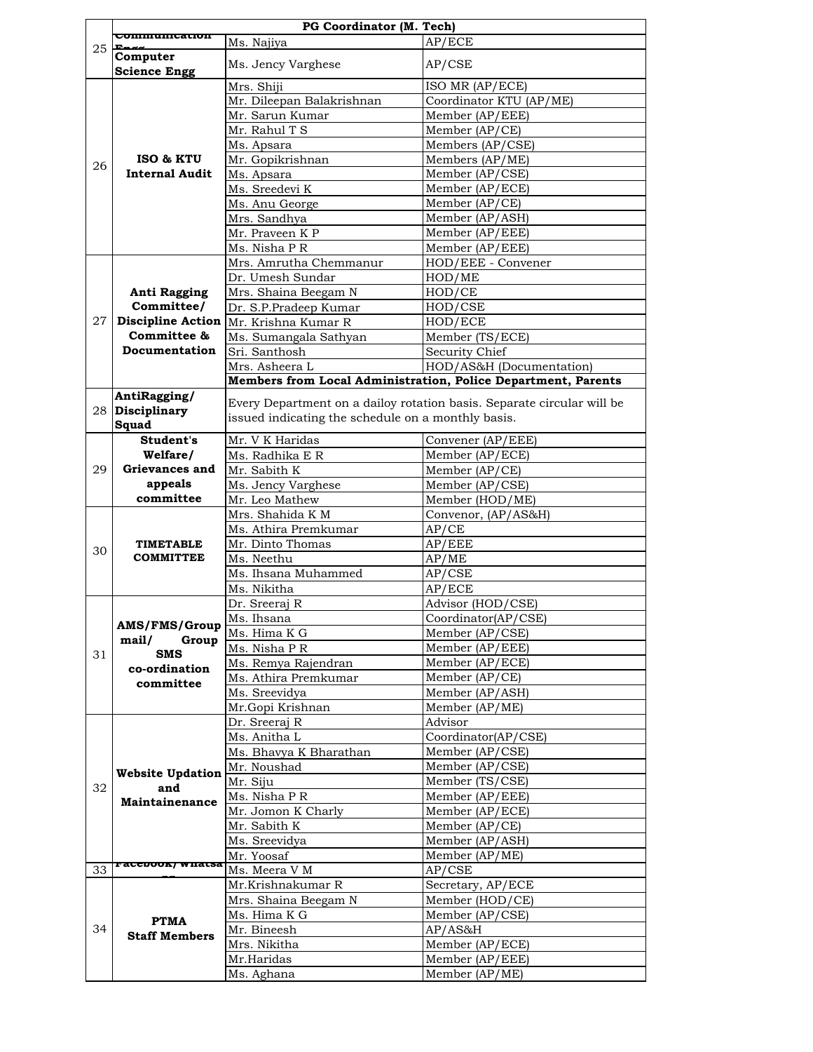| | | PG Coordinator (M. Tech) | |
|---|---|---|---|
| 25 | Communication Engg | Ms. Najiya | AP/ECE |
| | Computer Science Engg | Ms. Jency Varghese | AP/CSE |
| 26 | ISO & KTU Internal Audit | Mrs. Shiji | ISO MR (AP/ECE) |
| | | Mr. Dileepan Balakrishnan | Coordinator KTU (AP/ME) |
| | | Mr. Sarun Kumar | Member (AP/EEE) |
| | | Mr. Rahul T S | Member (AP/CE) |
| | | Ms. Apsara | Members (AP/CSE) |
| | | Mr. Gopikrishnan | Members (AP/ME) |
| | | Ms. Apsara | Member (AP/CSE) |
| | | Ms. Sreedevi K | Member (AP/ECE) |
| | | Ms. Anu George | Member (AP/CE) |
| | | Mrs. Sandhya | Member (AP/ASH) |
| | | Mr. Praveen K P | Member (AP/EEE) |
| | | Ms. Nisha P R | Member (AP/EEE) |
| 27 | Anti Ragging Committee/ Discipline Action Committee & Documentation | Mrs. Amrutha Chemmanur | HOD/EEE - Convener |
| | | Dr. Umesh Sundar | HOD/ME |
| | | Mrs. Shaina Beegam N | HOD/CE |
| | | Dr. S.P.Pradeep Kumar | HOD/CSE |
| | | Mr. Krishna Kumar R | HOD/ECE |
| | | Ms. Sumangala Sathyan | Member (TS/ECE) |
| | | Sri. Santhosh | Security Chief |
| | | Mrs. Asheera L | HOD/AS&H (Documentation) |
| | | **Members from Local Administration, Police Department, Parents** | |
| 28 | AntiRagging/ Disciplinary Squad | Every Department on a dailoy rotation basis. Separate circular will be issued indicating the schedule on a monthly basis. | |
| 29 | Student's Welfare/ Grievances and appeals committee | Mr. V K Haridas | Convener (AP/EEE) |
| | | Ms. Radhika E R | Member (AP/ECE) |
| | | Mr. Sabith K | Member (AP/CE) |
| | | Ms. Jency Varghese | Member (AP/CSE) |
| | | Mr. Leo Mathew | Member (HOD/ME) |
| 30 | TIMETABLE COMMITTEE | Mrs. Shahida K M | Convenor, (AP/AS&H) |
| | | Ms. Athira Premkumar | AP/CE |
| | | Mr. Dinto Thomas | AP/EEE |
| | | Ms. Neethu | AP/ME |
| | | Ms. Ihsana Muhammed | AP/CSE |
| | | Ms. Nikitha | AP/ECE |
| 31 | AMS/FMS/Group mail/ Group SMS co-ordination committee | Dr. Sreeraj R | Advisor (HOD/CSE) |
| | | Ms. Ihsana | Coordinator(AP/CSE) |
| | | Ms. Hima K G | Member (AP/CSE) |
| | | Ms. Nisha P R | Member (AP/EEE) |
| | | Ms. Remya Rajendran | Member (AP/ECE) |
| | | Ms. Athira Premkumar | Member (AP/CE) |
| | | Ms. Sreevidya | Member (AP/ASH) |
| | | Mr.Gopi Krishnan | Member (AP/ME) |
| 32 | Website Updation and Maintainenance | Dr. Sreeraj R | Advisor |
| | | Ms. Anitha L | Coordinator(AP/CSE) |
| | | Ms. Bhavya K Bharathan | Member (AP/CSE) |
| | | Mr. Noushad | Member (AP/CSE) |
| | | Mr. Siju | Member (TS/CSE) |
| | | Ms. Nisha P R | Member (AP/EEE) |
| | | Mr. Jomon K Charly | Member (AP/ECE) |
| | | Mr. Sabith K | Member (AP/CE) |
| | | Ms. Sreevidya | Member (AP/ASH) |
| | | Mr. Yoosaf | Member (AP/ME) |
| 33 | Facebook/ Whatsapp | Ms. Meera V M | AP/CSE |
| 34 | PTMA Staff Members | Mr.Krishnakumar R | Secretary, AP/ECE |
| | | Mrs. Shaina Beegam N | Member (HOD/CE) |
| | | Ms. Hima K G | Member (AP/CSE) |
| | | Mr. Bineesh | AP/AS&H |
| | | Mrs. Nikitha | Member (AP/ECE) |
| | | Mr.Haridas | Member (AP/EEE) |
| | | Ms. Aghana | Member (AP/ME) |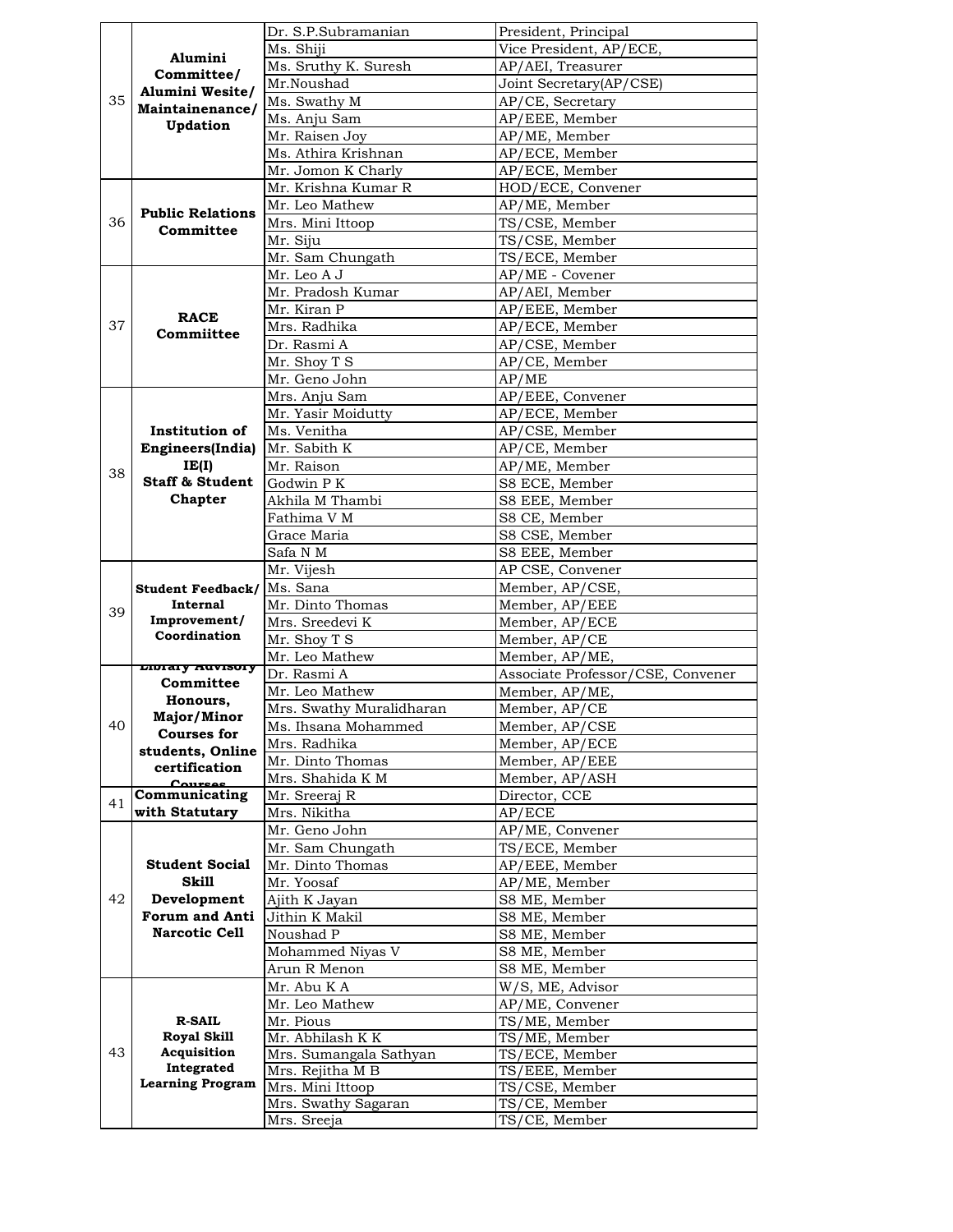| | | | |
|---|---|---|---|
| 35 | **Alumini Committee/ Alumini Wesite/ Maintainenance/ Updation** | Dr. S.P.Subramanian | President, Principal |
| | | Ms. Shiji | Vice President, AP/ECE, |
| | | Ms. Sruthy K. Suresh | AP/AEI, Treasurer |
| | | Mr.Noushad | Joint Secretary(AP/CSE) |
| | | Ms. Swathy M | AP/CE, Secretary |
| | | Ms. Anju Sam | AP/EEE, Member |
| | | Mr. Raisen Joy | AP/ME, Member |
| | | Ms. Athira Krishnan | AP/ECE, Member |
| | | Mr. Jomon K Charly | AP/ECE, Member |
| 36 | **Public Relations Committee** | Mr. Krishna Kumar R | HOD/ECE, Convener |
| | | Mr. Leo Mathew | AP/ME, Member |
| | | Mrs. Mini Ittoop | TS/CSE, Member |
| | | Mr. Siju | TS/CSE, Member |
| | | Mr. Sam Chungath | TS/ECE, Member |
| 37 | **RACE Commiittee** | Mr. Leo A J | AP/ME - Covener |
| | | Mr. Pradosh Kumar | AP/AEI, Member |
| | | Mr. Kiran P | AP/EEE, Member |
| | | Mrs. Radhika | AP/ECE, Member |
| | | Dr. Rasmi A | AP/CSE, Member |
| | | Mr. Shoy T S | AP/CE, Member |
| | | Mr. Geno John | AP/ME |
| 38 | **Institution of Engineers(India) IE(I) Staff & Student Chapter** | Mrs. Anju Sam | AP/EEE, Convener |
| | | Mr. Yasir Moidutty | AP/ECE, Member |
| | | Ms. Venitha | AP/CSE, Member |
| | | Mr. Sabith K | AP/CE, Member |
| | | Mr. Raison | AP/ME, Member |
| | | Godwin P K | S8 ECE, Member |
| | | Akhila M Thambi | S8 EEE, Member |
| | | Fathima V M | S8 CE, Member |
| | | Grace Maria | S8 CSE, Member |
| | | Safa N M | S8 EEE, Member |
| 39 | **Student Feedback/ Internal Improvement/ Coordination** | Mr. Vijesh | AP CSE, Convener |
| | | Ms. Sana | Member, AP/CSE, |
| | | Mr. Dinto Thomas | Member, AP/EEE |
| | | Mrs. Sreedevi K | Member, AP/ECE |
| | | Mr. Shoy T S | Member, AP/CE |
| | | Mr. Leo Mathew | Member, AP/ME, |
| 40 | **Library Advisory Committee Honours, Major/Minor Courses for students, Online certification Courses** | Dr. Rasmi A | Associate Professor/CSE, Convener |
| | | Mr. Leo Mathew | Member, AP/ME, |
| | | Mrs. Swathy Muralidharan | Member, AP/CE |
| | | Ms. Ihsana Mohammed | Member, AP/CSE |
| | | Mrs. Radhika | Member, AP/ECE |
| | | Mr. Dinto Thomas | Member, AP/EEE |
| | | Mrs. Shahida K M | Member, AP/ASH |
| 41 | **Communicating with Statutary** | Mr. Sreeraj R | Director, CCE |
| | | Mrs. Nikitha | AP/ECE |
| 42 | **Student Social Skill Development Forum and Anti Narcotic Cell** | Mr. Geno John | AP/ME, Convener |
| | | Mr. Sam Chungath | TS/ECE, Member |
| | | Mr. Dinto Thomas | AP/EEE, Member |
| | | Mr. Yoosaf | AP/ME, Member |
| | | Ajith K Jayan | S8 ME, Member |
| | | Jithin K Makil | S8 ME, Member |
| | | Noushad P | S8 ME, Member |
| | | Mohammed Niyas V | S8 ME, Member |
| | | Arun R Menon | S8 ME, Member |
| 43 | **R-SAIL Royal Skill Acquisition Integrated Learning Program** | Mr. Abu K A | W/S, ME, Advisor |
| | | Mr. Leo Mathew | AP/ME, Convener |
| | | Mr. Pious | TS/ME, Member |
| | | Mr. Abhilash K K | TS/ME, Member |
| | | Mrs. Sumangala Sathyan | TS/ECE, Member |
| | | Mrs. Rejitha M B | TS/EEE, Member |
| | | Mrs. Mini Ittoop | TS/CSE, Member |
| | | Mrs. Swathy Sagaran | TS/CE, Member |
| | | Mrs. Sreeja | TS/CE, Member |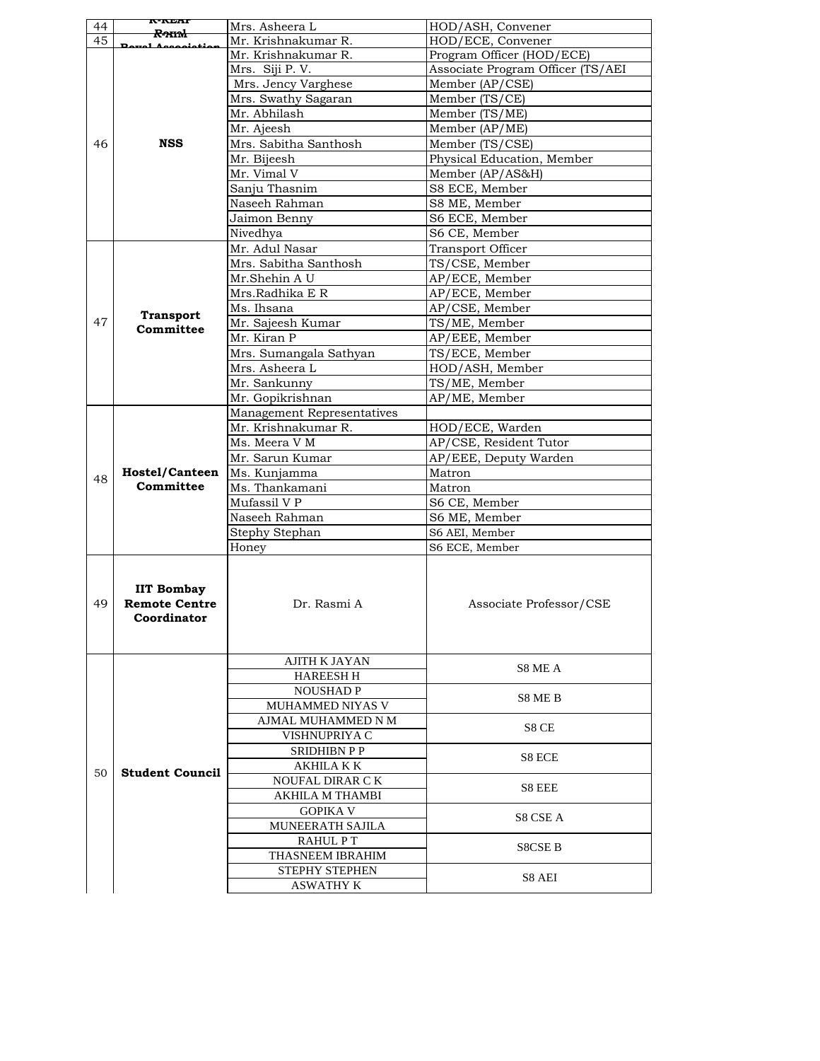| 44 | K-REAP | Mrs. Asheera L | HOD/ASH, Convener |
|---|---|---|---|
| 45 | Rural Royal Association | Mr. Krishnakumar R. | HOD/ECE, Convener |
| 46 | **NSS** | Mr. Krishnakumar R. | Program Officer (HOD/ECE) |
| | | Mrs. Siji P. V. | Associate Program Officer (TS/AEI |
| | | Mrs. Jency Varghese | Member (AP/CSE) |
| | | Mrs. Swathy Sagaran | Member (TS/CE) |
| | | Mr. Abhilash | Member (TS/ME) |
| | | Mr. Ajeesh | Member (AP/ME) |
| | | Mrs. Sabitha Santhosh | Member (TS/CSE) |
| | | Mr. Bijeesh | Physical Education, Member |
| | | Mr. Vimal V | Member (AP/AS&H) |
| | | Sanju Thasnim | S8 ECE, Member |
| | | Naseeh Rahman | S8 ME, Member |
| | | Jaimon Benny | S6 ECE, Member |
| | | Nivedhya | S6 CE, Member |
| 47 | **Transport Committee** | Mr. Adul Nasar | Transport Officer |
| | | Mrs. Sabitha Santhosh | TS/CSE, Member |
| | | Mr.Shehin A U | AP/ECE, Member |
| | | Mrs.Radhika E R | AP/ECE, Member |
| | | Ms. Ihsana | AP/CSE, Member |
| | | Mr. Sajeesh Kumar | TS/ME, Member |
| | | Mr. Kiran P | AP/EEE, Member |
| | | Mrs. Sumangala Sathyan | TS/ECE, Member |
| | | Mrs. Asheera L | HOD/ASH, Member |
| | | Mr. Sankunny | TS/ME, Member |
| | | Mr. Gopikrishnan | AP/ME, Member |
| 48 | **Hostel/Canteen Committee** | Management Representatives | |
| | | Mr. Krishnakumar R. | HOD/ECE, Warden |
| | | Ms. Meera V M | AP/CSE, Resident Tutor |
| | | Mr. Sarun Kumar | AP/EEE, Deputy Warden |
| | | Ms. Kunjamma | Matron |
| | | Ms. Thankamani | Matron |
| | | Mufassil V P | S6 CE, Member |
| | | Naseeh Rahman | S6 ME, Member |
| | | Stephy Stephan | S6 AEI, Member |
| | | Honey | S6 ECE, Member |
| 49 | **IIT Bombay Remote Centre Coordinator** | Dr. Rasmi A | Associate Professor/CSE |
| 50 | **Student Council** | AJITH K JAYAN | S8 ME A |
| | | HAREESH H | |
| | | NOUSHAD P | S8 ME B |
| | | MUHAMMED NIYAS V | |
| | | AJMAL MUHAMMED N M | S8 CE |
| | | VISHNUPRIYA C | |
| | | SRIDHIBN P P | S8 ECE |
| | | AKHILA K K | |
| | | NOUFAL DIRAR C K | S8 EEE |
| | | AKHILA M THAMBI | |
| | | GOPIKA V | S8 CSE A |
| | | MUNEERATH SAJILA | |
| | | RAHUL P T | S8CSE B |
| | | THASNEEM IBRAHIM | |
| | | STEPHY STEPHEN | S8 AEI |
| | | ASWATHY K | |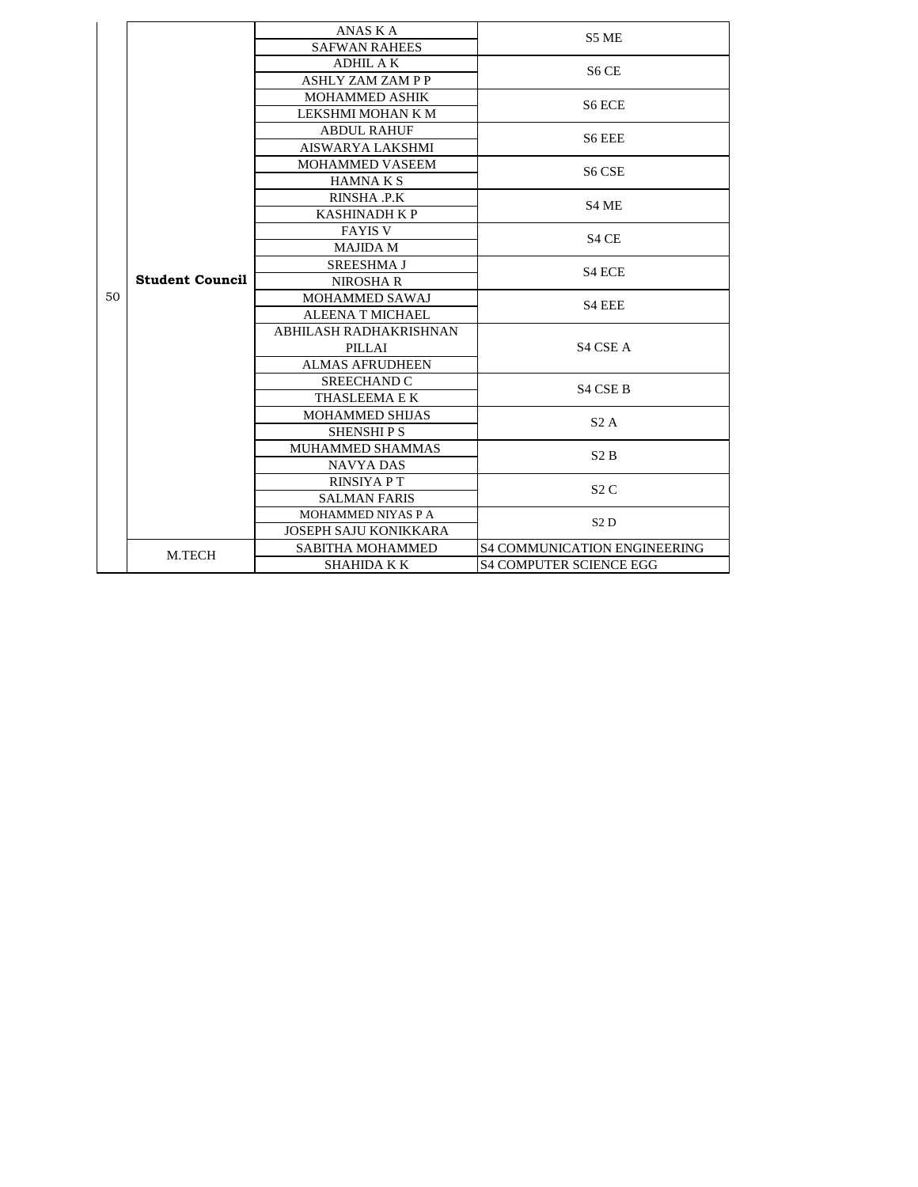| | | | |
|---|---|---|---|
| 50 | Student Council | ANAS K A | S5 ME |
| | | SAFWAN RAHEES | |
| | | ADHIL A K | S6 CE |
| | | ASHLY ZAM ZAM P P | |
| | | MOHAMMED ASHIK | S6 ECE |
| | | LEKSHMI MOHAN K M | |
| | | ABDUL RAHUF | S6 EEE |
| | | AISWARYA LAKSHMI | |
| | | MOHAMMED VASEEM | S6 CSE |
| | | HAMNA K S | |
| | | RINSHA .P.K | S4 ME |
| | | KASHINADH K P | |
| | | FAYIS V | S4 CE |
| | | MAJIDA M | |
| | | SREESHMA J | S4 ECE |
| | | NIROSHA R | |
| | | MOHAMMED SAWAJ | S4 EEE |
| | | ALEENA T MICHAEL | |
| | | ABHILASH RADHAKRISHNAN PILLAI | S4 CSE A |
| | | ALMAS AFRUDHEEN | |
| | | SREECHAND C | S4 CSE B |
| | | THASLEEMA E K | |
| | | MOHAMMED SHIJAS | S2 A |
| | | SHENSHI P S | |
| | | MUHAMMED SHAMMAS | S2 B |
| | | NAVYA DAS | |
| | | RINSIYA P T | S2 C |
| | | SALMAN FARIS | |
| | | MOHAMMED NIYAS P A | S2 D |
| | | JOSEPH SAJU KONIKKARA | |
| | M.TECH | SABITHA MOHAMMED | S4 COMMUNICATION ENGINEERING |
| | | SHAHIDA K K | S4 COMPUTER SCIENCE EGG |